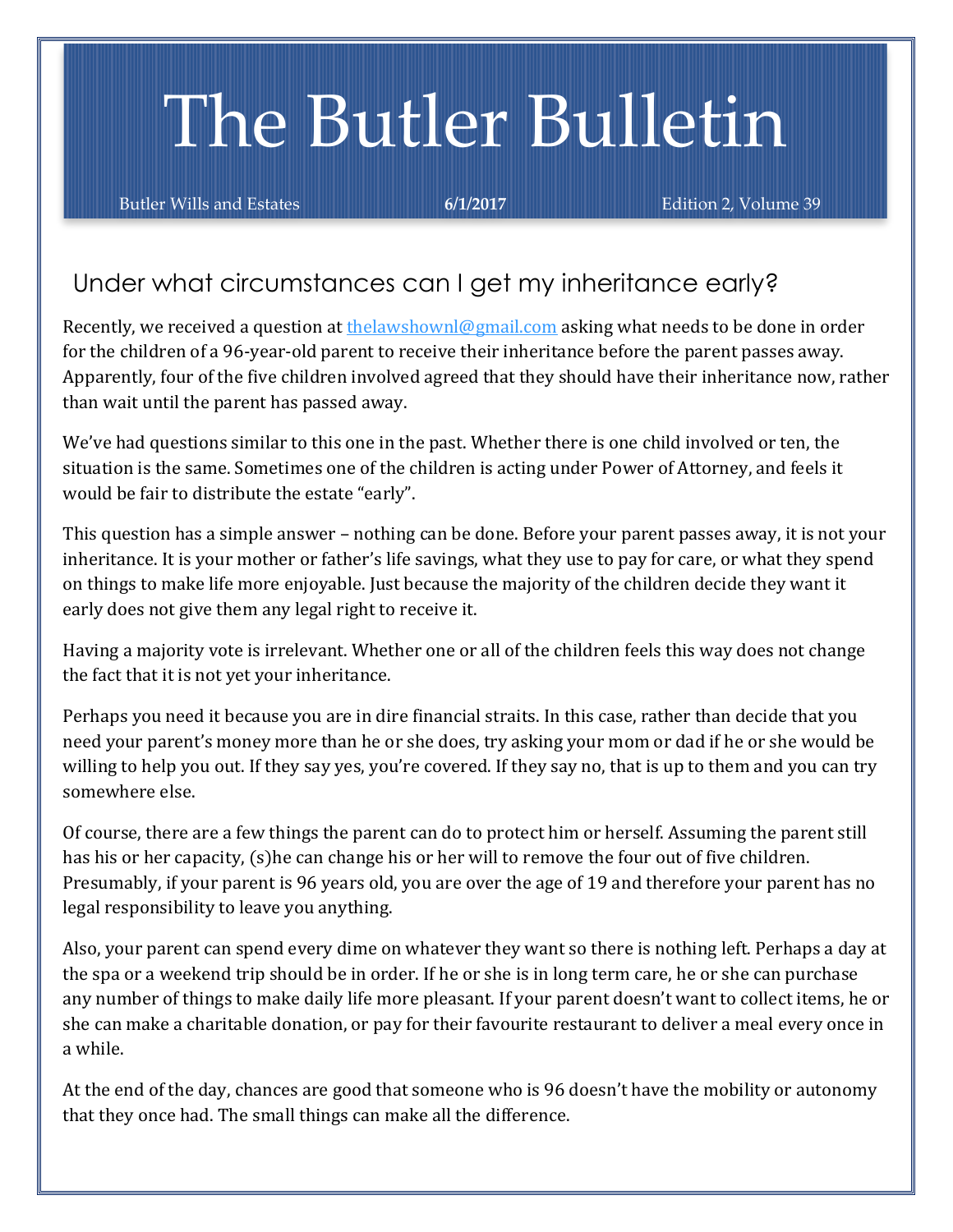# The Butler Bulletin

Butler Wills and Estates **6/1/2017** Edition 2, Volume 39

## Under what circumstances can I get my inheritance early?

Recently, we received a question at thelawshownl@gmail.com asking what needs to be done in order for the children of a 96-year-old parent to receive their inheritance before the parent passes away. Apparently, four of the five children involved agreed that they should have their inheritance now, rather than wait until the parent has passed away.

We've had questions similar to this one in the past. Whether there is one child involved or ten, the situation is the same. Sometimes one of the children is acting under Power of Attorney, and feels it would be fair to distribute the estate "early".

This question has a simple answer – nothing can be done. Before your parent passes away, it is not your inheritance. It is your mother or father's life savings, what they use to pay for care, or what they spend on things to make life more enjoyable. Just because the majority of the children decide they want it early does not give them any legal right to receive it.

Having a majority vote is irrelevant. Whether one or all of the children feels this way does not change the fact that it is not yet your inheritance.

Perhaps you need it because you are in dire financial straits. In this case, rather than decide that you need your parent's money more than he or she does, try asking your mom or dad if he or she would be willing to help you out. If they say yes, you're covered. If they say no, that is up to them and you can try somewhere else.

Of course, there are a few things the parent can do to protect him or herself. Assuming the parent still has his or her capacity, (s)he can change his or her will to remove the four out of five children. Presumably, if your parent is 96 years old, you are over the age of 19 and therefore your parent has no legal responsibility to leave you anything.

Also, your parent can spend every dime on whatever they want so there is nothing left. Perhaps a day at the spa or a weekend trip should be in order. If he or she is in long term care, he or she can purchase any number of things to make daily life more pleasant. If your parent doesn't want to collect items, he or she can make a charitable donation, or pay for their favourite restaurant to deliver a meal every once in a while.

At the end of the day, chances are good that someone who is 96 doesn't have the mobility or autonomy that they once had. The small things can make all the difference.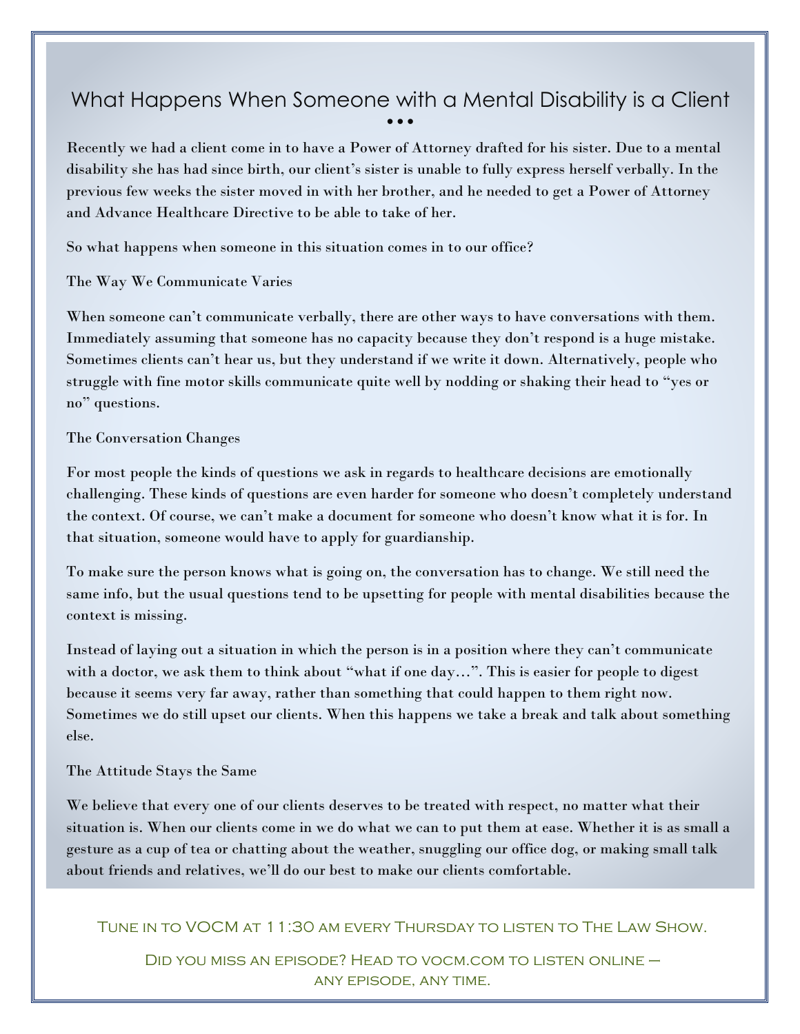# What Happens When Someone with a Mental Disability is a Client

Recently we had a client come in to have a Power of Attorney drafted for his sister. Due to a mental disability she has had since birth, our client's sister is unable to fully express herself verbally. In the previous few weeks the sister moved in with her brother, and he needed to get a Power of Attorney and Advance Healthcare Directive to be able to take of her.

So what happens when someone in this situation comes in to our office?

### The Way We Communicate Varies

When someone can't communicate verbally, there are other ways to have conversations with them. Immediately assuming that someone has no capacity because they don't respond is a huge mistake. Sometimes clients can't hear us, but they understand if we write it down. Alternatively, people who struggle with fine motor skills communicate quite well by nodding or shaking their head to "yes or no" questions.

### The Conversation Changes

For most people the kinds of questions we ask in regards to healthcare decisions are emotionally challenging. These kinds of questions are even harder for someone who doesn't completely understand the context. Of course, we can't make a document for someone who doesn't know what it is for. In that situation, someone would have to apply for guardianship.

To make sure the person knows what is going on, the conversation has to change. We still need the same info, but the usual questions tend to be upsetting for people with mental disabilities because the context is missing.

Instead of laying out a situation in which the person is in a position where they can't communicate with a doctor, we ask them to think about "what if one day…". This is easier for people to digest because it seems very far away, rather than something that could happen to them right now. Sometimes we do still upset our clients. When this happens we take a break and talk about something else.

### The Attitude Stays the Same

We believe that every one of our clients deserves to be treated with respect, no matter what their situation is. When our clients come in we do what we can to put them at ease. Whether it is as small a gesture as a cup of tea or chatting about the weather, snuggling our office dog, or making small talk about friends and relatives, we'll do our best to make our clients comfortable.

Tune in to VOCM at 11:30 am every Thursday to listen to The Law Show.

Did you miss an episode? Head to vocm.com to listen online – any episode, any time.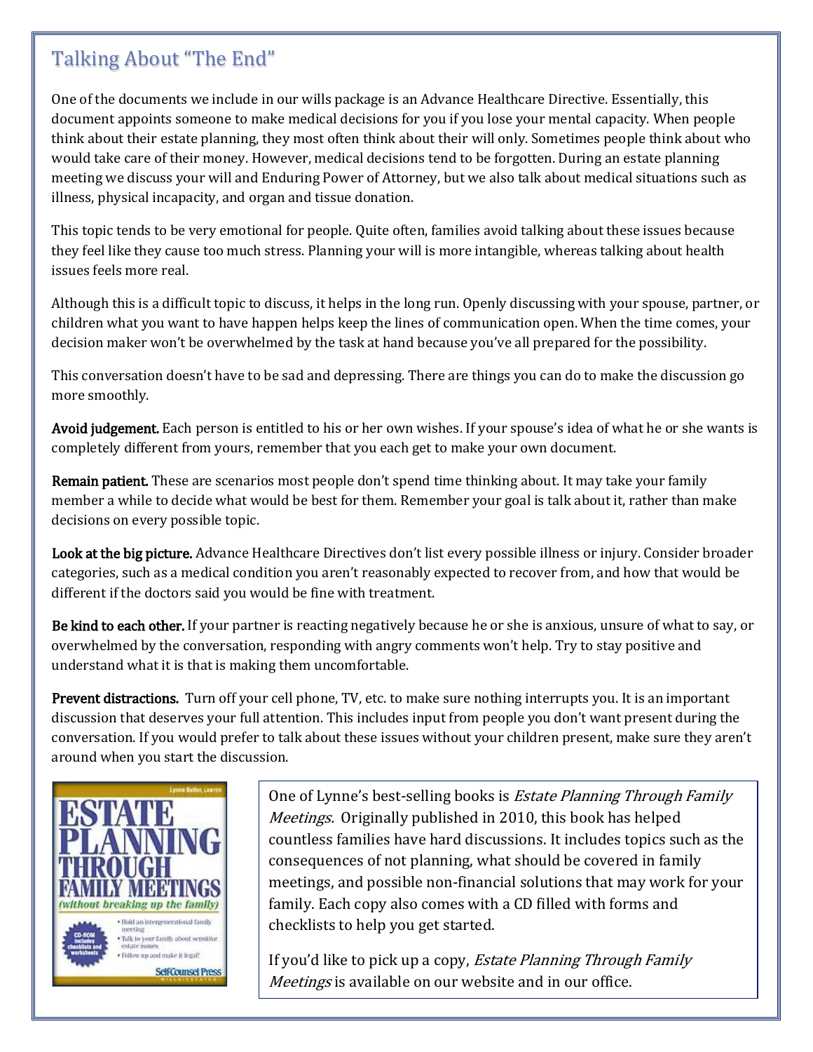## Talking About "The End"

One of the documents we include in our wills package is an Advance Healthcare Directive. Essentially, this document appoints someone to make medical decisions for you if you lose your mental capacity. When people think about their estate planning, they most often think about their will only. Sometimes people think about who would take care of their money. However, medical decisions tend to be forgotten. During an estate planning meeting we discuss your will and Enduring Power of Attorney, but we also talk about medical situations such as illness, physical incapacity, and organ and tissue donation.

This topic tends to be very emotional for people. Quite often, families avoid talking about these issues because they feel like they cause too much stress. Planning your will is more intangible, whereas talking about health issues feels more real.

Although this is a difficult topic to discuss, it helps in the long run. Openly discussing with your spouse, partner, or children what you want to have happen helps keep the lines of communication open. When the time comes, your decision maker won't be overwhelmed by the task at hand because you've all prepared for the possibility.

This conversation doesn't have to be sad and depressing. There are things you can do to make the discussion go more smoothly.

**Avoid judgement.** Each person is entitled to his or her own wishes. If your spouse's idea of what he or she wants is completely different from yours, remember that you each get to make your own document.

**Remain patient.** These are scenarios most people don't spend time thinking about. It may take your family member a while to decide what would be best for them. Remember your goal is talk about it, rather than make decisions on every possible topic.

**Look at the big picture.** Advance Healthcare Directives don't list every possible illness or injury. Consider broader categories, such as a medical condition you aren't reasonably expected to recover from, and how that would be different if the doctors said you would be fine with treatment.

**Be kind to each other.** If your partner is reacting negatively because he or she is anxious, unsure of what to say, or overwhelmed by the conversation, responding with angry comments won't help. Try to stay positive and understand what it is that is making them uncomfortable.

**Prevent distractions.** Turn off your cell phone, TV, etc. to make sure nothing interrupts you. It is an important discussion that deserves your full attention. This includes input from people you don't want present during the conversation. If you would prefer to talk about these issues without your children present, make sure they aren't around when you start the discussion.

One of Lynne's best-selling books is *Estate Planning Through Family Meetings.* Originally published in 2010, this book has helped countless families have hard discussions. It includes topics such as the consequences of not planning, what should be covered in family meetings, and possible non-financial solutions that may work for your family. Each copy also comes with a CD filled with forms and checklists to help you get started.

If you'd like to pick up a copy, *Estate Planning Through Family Meetings* is available on our website and in our office.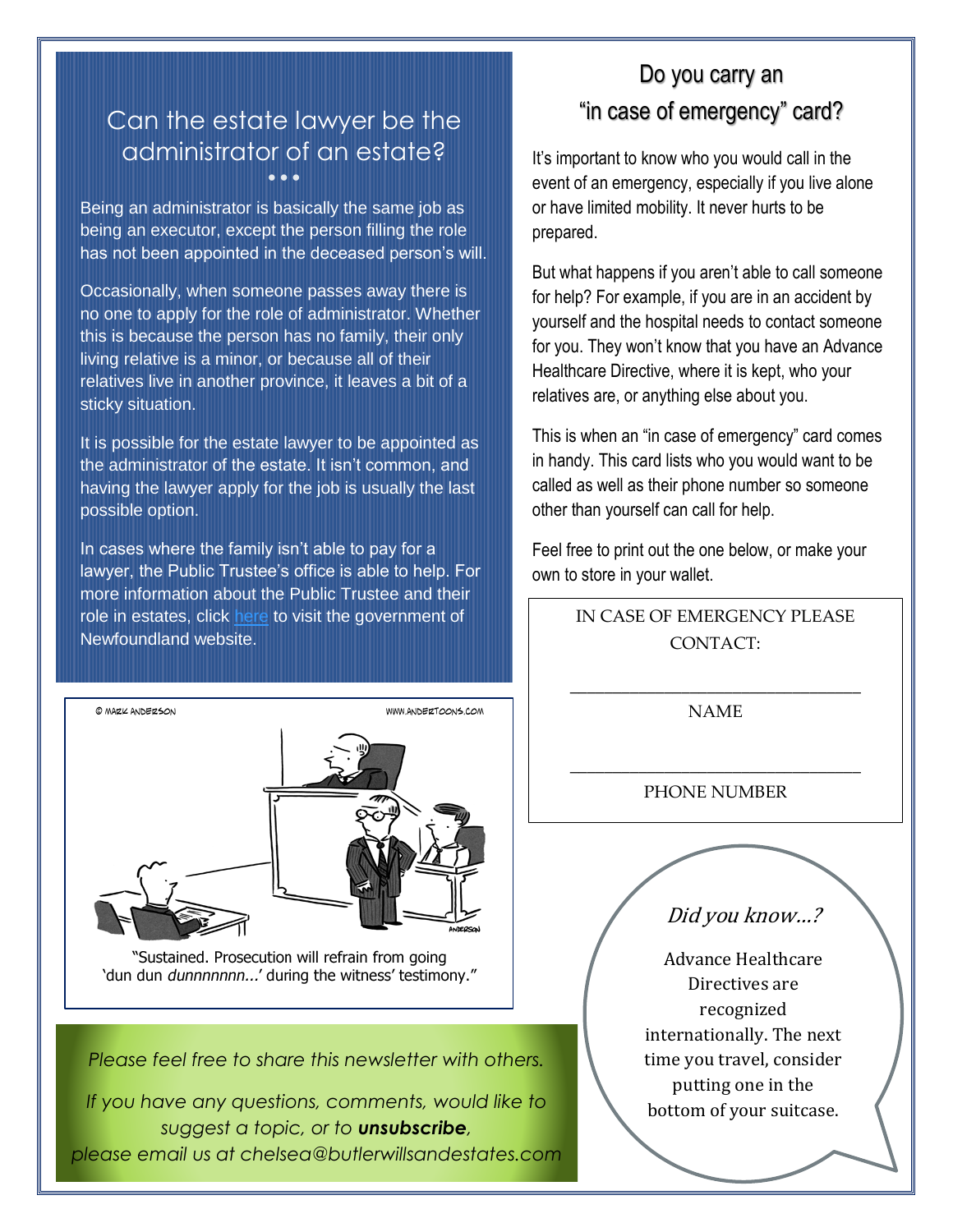## Can the estate lawyer be the administrator of an estate?

Being an administrator is basically the same job as being an executor, except the person filling the role has not been appointed in the deceased person's will.

Occasionally, when someone passes away there is no one to apply for the role of administrator. Whether this is because the person has no family, their only living relative is a minor, or because all of their relatives live in another province, it leaves a bit of a sticky situation.

It is possible for the estate lawyer to be appointed as the administrator of the estate. It isn't common, and having the lawyer apply for the job is usually the last possible option.

In cases where the family isn't able to pay for a lawyer, the Public Trustee's office is able to help. For more information about the Public Trustee and their role in estates, click here to visit the government of Newfoundland website.

© MARK ANDERSON WWW.ANDERTOONS.COM

"Sustained. Prosecution will refrain from going 'dun dun *dunnnnnnn*...' during the witness' testimony."

*Please feel free to share this newsletter with others.*

*If you have any questions, comments, would like to suggest a topic, or to* ***unsubscribe****,*
*please email us at chelsea@butlerwillsandestates.com*

## Do you carry an "in case of emergency" card?

It's important to know who you would call in the event of an emergency, especially if you live alone or have limited mobility. It never hurts to be prepared.

But what happens if you aren't able to call someone for help? For example, if you are in an accident by yourself and the hospital needs to contact someone for you. They won't know that you have an Advance Healthcare Directive, where it is kept, who your relatives are, or anything else about you.

This is when an "in case of emergency" card comes in handy. This card lists who you would want to be called as well as their phone number so someone other than yourself can call for help.

Feel free to print out the one below, or make your own to store in your wallet.

IN CASE OF EMERGENCY PLEASE CONTACT:

\_\_\_\_\_\_\_\_\_\_\_\_\_\_\_\_\_\_\_\_\_\_\_\_\_\_\_\_\_\_

NAME

\_\_\_\_\_\_\_\_\_\_\_\_\_\_\_\_\_\_\_\_\_\_\_\_\_\_\_\_\_\_

PHONE NUMBER

### *Did you know...?*

Advance Healthcare Directives are recognized internationally. The next time you travel, consider putting one in the bottom of your suitcase.